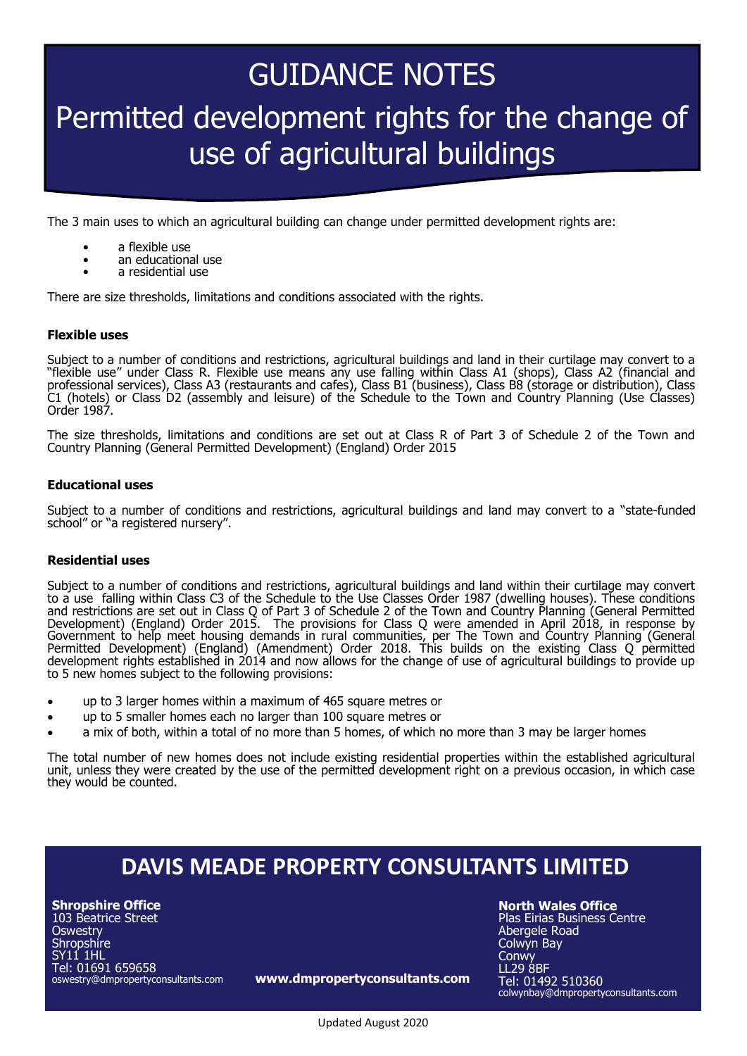# GUIDANCE NOTES

## Permitted development rights for the change of use of agricultural buildings

The 3 main uses to which an agricultural building can change under permitted development rights are:

- a flexible use
- an educational use
- a residential use

There are size thresholds, limitations and conditions associated with the rights.

**Flexible uses**

Subject to a number of conditions and restrictions, agricultural buildings and land in their curtilage may convert to a "flexible use" under Class R. Flexible use means any use falling within Class A1 (shops), Class A2 (financial and professional services), Class A3 (restaurants and cafes), Class B1 (business), Class B8 (storage or distribution), Class C1 (hotels) or Class D2 (assembly and leisure) of the Schedule to the Town and Country Planning (Use Classes) Order 1987.

The size thresholds, limitations and conditions are set out at Class R of Part 3 of Schedule 2 of the Town and Country Planning (General Permitted Development) (England) Order 2015

**Educational uses**

Subject to a number of conditions and restrictions, agricultural buildings and land may convert to a "state-funded school" or "a registered nursery".

**Residential uses**

Subject to a number of conditions and restrictions, agricultural buildings and land within their curtilage may convert to a use falling within Class C3 of the Schedule to the Use Classes Order 1987 (dwelling houses). These conditions and restrictions are set out in Class Q of Part 3 of Schedule 2 of the Town and Country Planning (General Permitted Development) (England) Order 2015. The provisions for Class Q were amended in April 2018, in response by Government to help meet housing demands in rural communities, per The Town and Country Planning (General Permitted Development) (England) (Amendment) Order 2018. This builds on the existing Class Q permitted development rights established in 2014 and now allows for the change of use of agricultural buildings to provide up to 5 new homes subject to the following provisions:

- up to 3 larger homes within a maximum of 465 square metres or
- up to 5 smaller homes each no larger than 100 square metres or
- a mix of both, within a total of no more than 5 homes, of which no more than 3 may be larger homes

The total number of new homes does not include existing residential properties within the established agricultural unit, unless they were created by the use of the permitted development right on a previous occasion, in which case they would be counted.

## DAVIS MEADE PROPERTY CONSULTANTS LIMITED

**Shropshire Office**
103 Beatrice Street
Oswestry
Shropshire
SY11 1HL
Tel: 01691 659658
oswestry@dmpropertyconsultants.com

**www.dmpropertyconsultants.com**

**North Wales Office**
Plas Eirias Business Centre
Abergele Road
Colwyn Bay
Conwy
LL29 8BF
Tel: 01492 510360
colwynbay@dmpropertyconsultants.com

Updated August 2020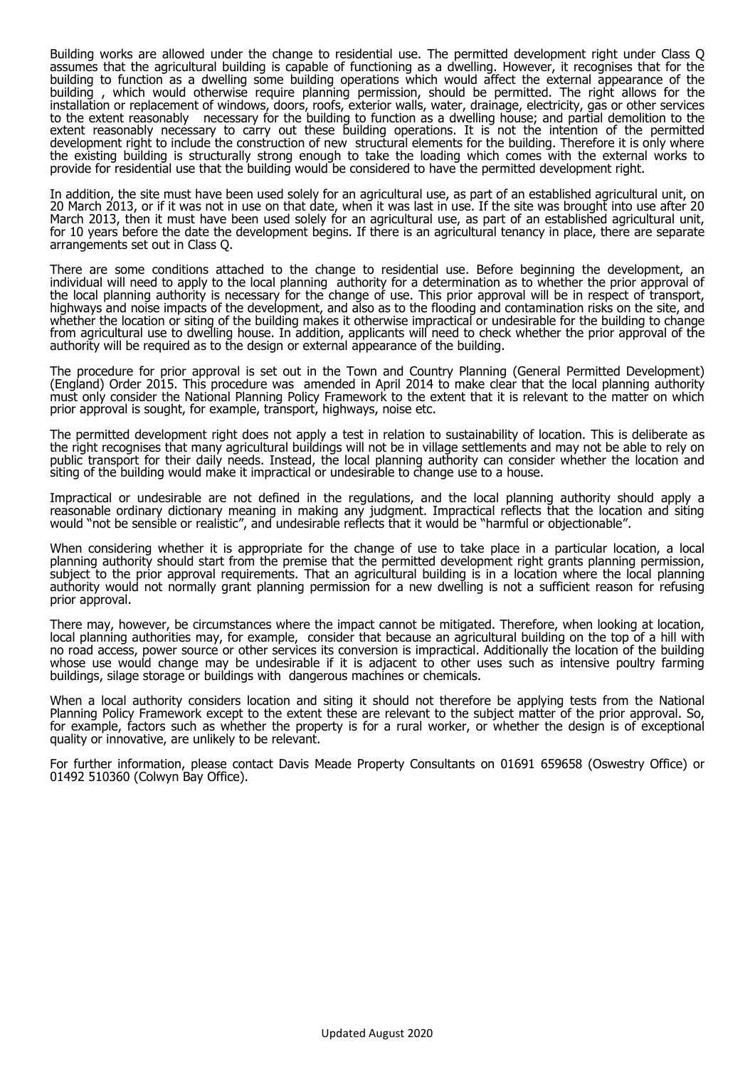Building works are allowed under the change to residential use. The permitted development right under Class Q assumes that the agricultural building is capable of functioning as a dwelling. However, it recognises that for the building to function as a dwelling some building operations which would affect the external appearance of the building , which would otherwise require planning permission, should be permitted. The right allows for the installation or replacement of windows, doors, roofs, exterior walls, water, drainage, electricity, gas or other services to the extent reasonably necessary for the building to function as a dwelling house; and partial demolition to the extent reasonably necessary to carry out these building operations. It is not the intention of the permitted development right to include the construction of new structural elements for the building. Therefore it is only where the existing building is structurally strong enough to take the loading which comes with the external works to provide for residential use that the building would be considered to have the permitted development right.

In addition, the site must have been used solely for an agricultural use, as part of an established agricultural unit, on 20 March 2013, or if it was not in use on that date, when it was last in use. If the site was brought into use after 20 March 2013, then it must have been used solely for an agricultural use, as part of an established agricultural unit, for 10 years before the date the development begins. If there is an agricultural tenancy in place, there are separate arrangements set out in Class Q.

There are some conditions attached to the change to residential use. Before beginning the development, an individual will need to apply to the local planning authority for a determination as to whether the prior approval of the local planning authority is necessary for the change of use. This prior approval will be in respect of transport, highways and noise impacts of the development, and also as to the flooding and contamination risks on the site, and whether the location or siting of the building makes it otherwise impractical or undesirable for the building to change from agricultural use to dwelling house. In addition, applicants will need to check whether the prior approval of the authority will be required as to the design or external appearance of the building.

The procedure for prior approval is set out in the Town and Country Planning (General Permitted Development) (England) Order 2015. This procedure was amended in April 2014 to make clear that the local planning authority must only consider the National Planning Policy Framework to the extent that it is relevant to the matter on which prior approval is sought, for example, transport, highways, noise etc.

The permitted development right does not apply a test in relation to sustainability of location. This is deliberate as the right recognises that many agricultural buildings will not be in village settlements and may not be able to rely on public transport for their daily needs. Instead, the local planning authority can consider whether the location and siting of the building would make it impractical or undesirable to change use to a house.

Impractical or undesirable are not defined in the regulations, and the local planning authority should apply a reasonable ordinary dictionary meaning in making any judgment. Impractical reflects that the location and siting would "not be sensible or realistic", and undesirable reflects that it would be "harmful or objectionable".

When considering whether it is appropriate for the change of use to take place in a particular location, a local planning authority should start from the premise that the permitted development right grants planning permission, subject to the prior approval requirements. That an agricultural building is in a location where the local planning authority would not normally grant planning permission for a new dwelling is not a sufficient reason for refusing prior approval.

There may, however, be circumstances where the impact cannot be mitigated. Therefore, when looking at location, local planning authorities may, for example, consider that because an agricultural building on the top of a hill with no road access, power source or other services its conversion is impractical. Additionally the location of the building whose use would change may be undesirable if it is adjacent to other uses such as intensive poultry farming buildings, silage storage or buildings with dangerous machines or chemicals.

When a local authority considers location and siting it should not therefore be applying tests from the National Planning Policy Framework except to the extent these are relevant to the subject matter of the prior approval. So, for example, factors such as whether the property is for a rural worker, or whether the design is of exceptional quality or innovative, are unlikely to be relevant.

For further information, please contact Davis Meade Property Consultants on 01691 659658 (Oswestry Office) or 01492 510360 (Colwyn Bay Office).

Updated August 2020